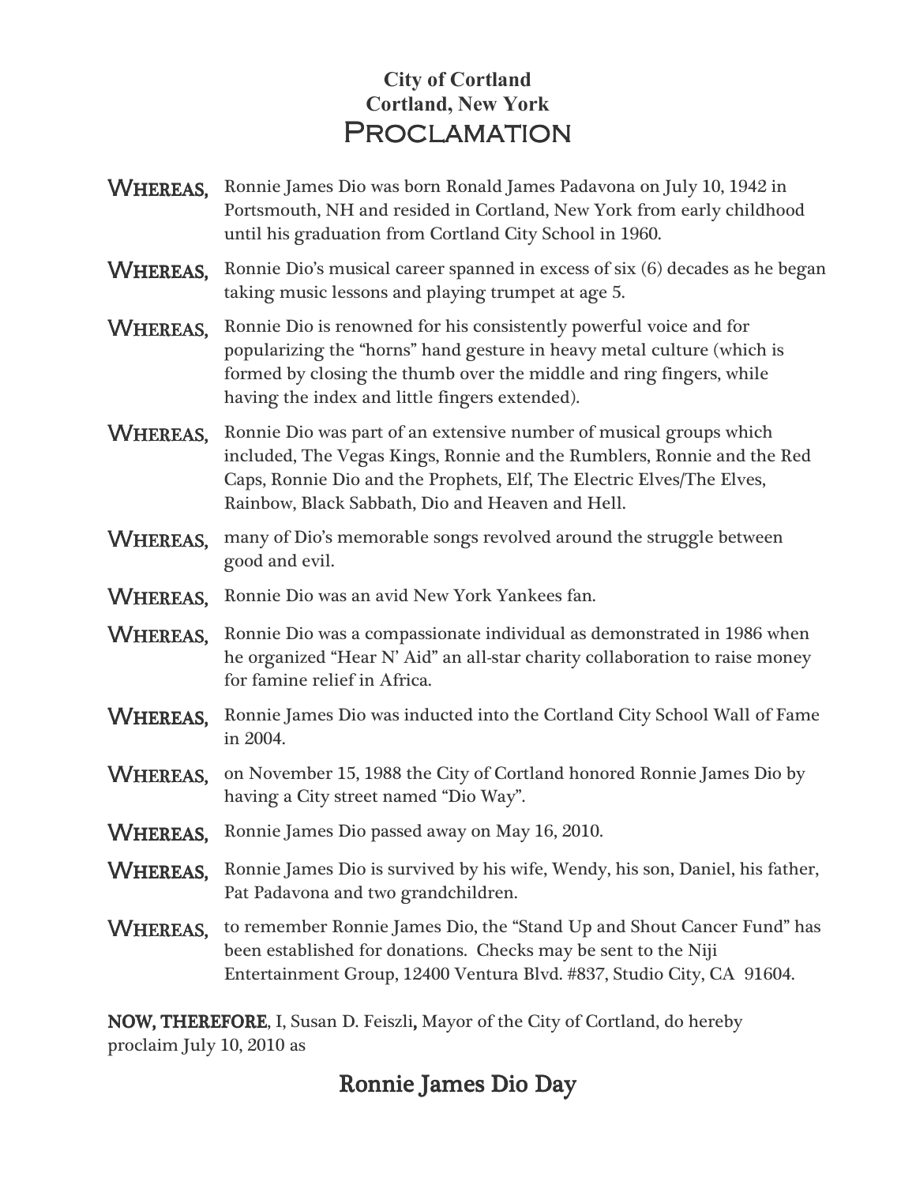**City of Cortland**
**Cortland, New York**

# Proclamation

**WHEREAS,** Ronnie James Dio was born Ronald James Padavona on July 10, 1942 in Portsmouth, NH and resided in Cortland, New York from early childhood until his graduation from Cortland City School in 1960.

**WHEREAS,** Ronnie Dio's musical career spanned in excess of six (6) decades as he began taking music lessons and playing trumpet at age 5.

**WHEREAS,** Ronnie Dio is renowned for his consistently powerful voice and for popularizing the "horns" hand gesture in heavy metal culture (which is formed by closing the thumb over the middle and ring fingers, while having the index and little fingers extended).

**WHEREAS,** Ronnie Dio was part of an extensive number of musical groups which included, The Vegas Kings, Ronnie and the Rumblers, Ronnie and the Red Caps, Ronnie Dio and the Prophets, Elf, The Electric Elves/The Elves, Rainbow, Black Sabbath, Dio and Heaven and Hell.

**WHEREAS,** many of Dio's memorable songs revolved around the struggle between good and evil.

**WHEREAS,** Ronnie Dio was an avid New York Yankees fan.

**WHEREAS,** Ronnie Dio was a compassionate individual as demonstrated in 1986 when he organized "Hear N' Aid" an all-star charity collaboration to raise money for famine relief in Africa.

**WHEREAS,** Ronnie James Dio was inducted into the Cortland City School Wall of Fame in 2004.

**WHEREAS,** on November 15, 1988 the City of Cortland honored Ronnie James Dio by having a City street named "Dio Way".

**WHEREAS,** Ronnie James Dio passed away on May 16, 2010.

**WHEREAS,** Ronnie James Dio is survived by his wife, Wendy, his son, Daniel, his father, Pat Padavona and two grandchildren.

**WHEREAS,** to remember Ronnie James Dio, the "Stand Up and Shout Cancer Fund" has been established for donations. Checks may be sent to the Niji Entertainment Group, 12400 Ventura Blvd. #837, Studio City, CA 91604.

**NOW, THEREFORE**, I, Susan D. Feiszli**,** Mayor of the City of Cortland, do hereby proclaim July 10, 2010 as

## Ronnie James Dio Day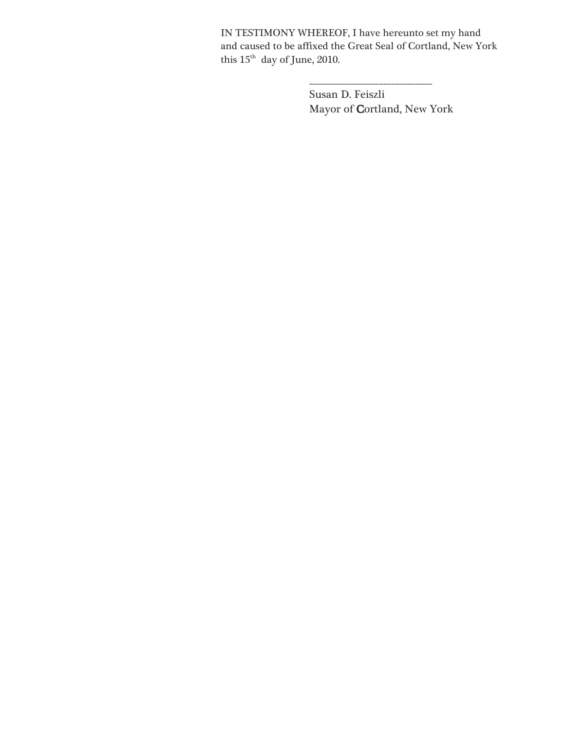IN TESTIMONY WHEREOF, I have hereunto set my hand and caused to be affixed the Great Seal of Cortland, New York this 15th day of June, 2010.

\_\_\_\_\_\_\_\_\_\_\_\_\_\_\_\_\_\_\_\_\_\_\_\_\_\_

Susan D. Feiszli
Mayor of Cortland, New York